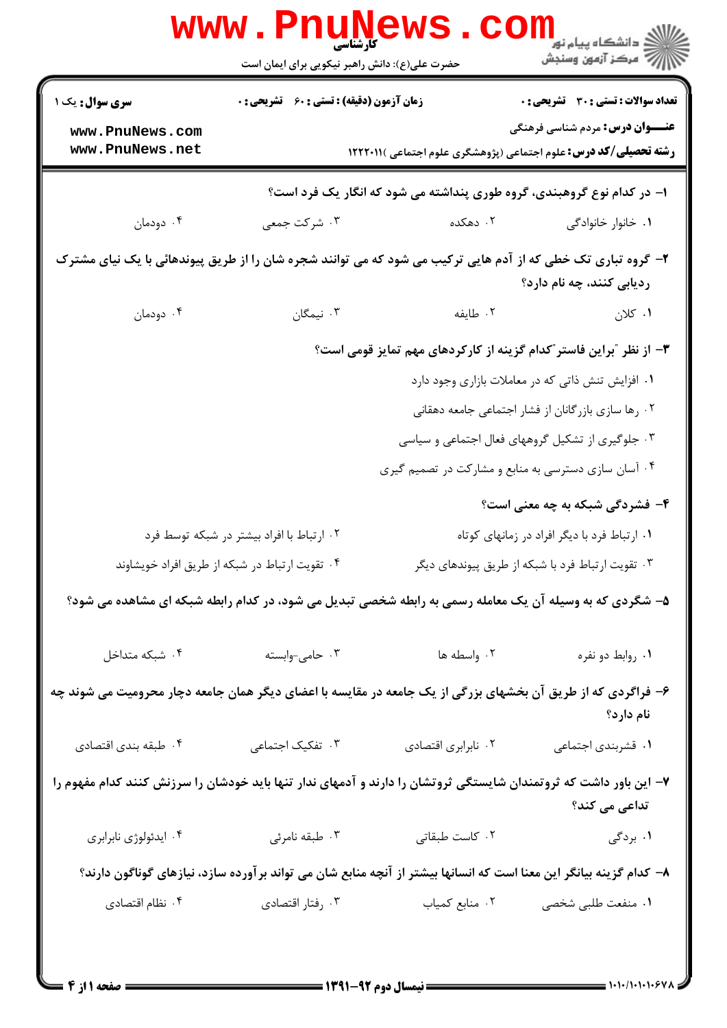کارشناسی

حضرت علی(ع): دانش راهبر نیکویی برای ایمان است

| سری سوال: یک ۱ | زمان آزمون (دقیقه) : تستی : ۶۰ تشریحی : ۰ | تعداد سوالات : تستی : ۳۰ تشریحی : ۰ |
|---|---|---|
| | | عنـــوان درس: مردم شناسی فرهنگی |
| | | رشته تحصیلی/کد درس: علوم اجتماعی (پژوهشگری علوم اجتماعی )۱۲۲۲۰۱۱ |

۱- در کدام نوع گروهبندی، گروه طوری پنداشته می شود که انگار یک فرد است؟

۱. خانوار خانوادگی
۲. دهکده
۳. شرکت جمعی
۴. دودمان

۲- گروه تباری تک خطی که از آدم هایی ترکیب می شود که می توانند شجره شان را از طریق پیوندهائی با یک نیای مشترک ردیابی کنند، چه نام دارد؟

۱. کلان
۲. طایفه
۳. نیمگان
۴. دودمان

۳- از نظر "براین فاستر"کدام گزینه از کارکردهای مهم تمایز قومی است؟

۱. افزایش تنش ذاتی که در معاملات بازاری وجود دارد
۲. رها سازی بازرگانان از فشار اجتماعی جامعه دهقانی
۳. جلوگیری از تشکیل گروههای فعال اجتماعی و سیاسی
۴. آسان سازی دسترسی به منابع و مشارکت در تصمیم گیری

۴- فشردگی شبکه به چه معنی است؟

۱. ارتباط فرد با دیگر افراد در زمانهای کوتاه
۲. ارتباط با افراد بیشتر در شبکه توسط فرد
۳. تقویت ارتباط فرد با شبکه از طریق پیوندهای دیگر
۴. تقویت ارتباط در شبکه از طریق افراد خویشاوند

۵- شگردی که به وسیله آن یک معامله رسمی به رابطه شخصی تبدیل می شود، در کدام رابطه شبکه ای مشاهده می شود؟

۱. روابط دو نفره
۲. واسطه ها
۳. حامی-وابسته
۴. شبکه متداخل

۶- فراگردی که از طریق آن بخشهای بزرگی از یک جامعه در مقایسه با اعضای دیگر همان جامعه دچار محرومیت می شوند چه نام دارد؟

۱. قشربندی اجتماعی
۲. نابرابری اقتصادی
۳. تفکیک اجتماعی
۴. طبقه بندی اقتصادی

۷- این باور داشت که ثروتمندان شایستگی ثروتشان را دارند و آدمهای ندار تنها باید خودشان را سرزنش کنند کدام مفهوم را تداعی می کند؟

۱. بردگی
۲. کاست طبقاتی
۳. طبقه نامرئی
۴. ایدئولوژی نابرابری

۸- کدام گزینه بیانگر این معنا است که انسانها بیشتر از آنچه منابع شان می تواند برآورده سازد، نیازهای گوناگون دارند؟

۱. منفعت طلبی شخصی
۲. منابع کمیاب
۳. رفتار اقتصادی
۴. نظام اقتصادی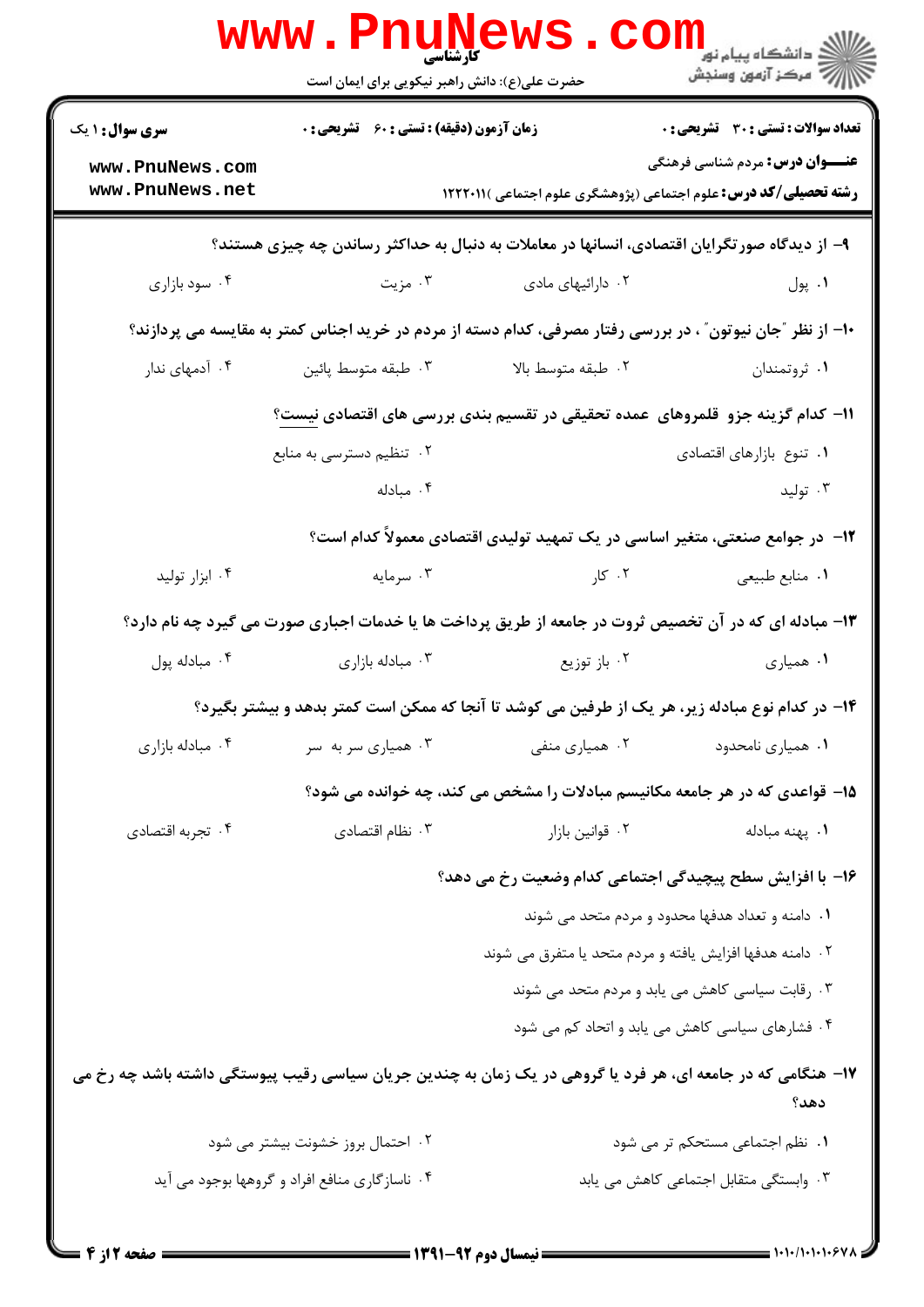کارشناسی

حضرت علی(ع): دانش راهبر نیکویی برای ایمان است

**سری سوال:** ۱ یک | **زمان آزمون (دقیقه) : تستی :** ۶۰ **تشریحی :** ۰ | **تعداد سوالات : تستی :** ۳۰ **تشریحی :** ۰

**عنـــوان درس:** مردم شناسی فرهنگی

**رشته تحصیلی/کد درس:** علوم اجتماعی (پژوهشگری علوم اجتماعی )۱۲۲۲۰۱۱

**۹- از دیدگاه صورتگرایان اقتصادی، انسانها در معاملات به دنبال به حداکثر رساندن چه چیزی هستند؟**

۱. پول ۲. دارائیهای مادی ۳. مزیت ۴. سود بازاری

**۱۰- از نظر "جان نیوتون" ، در بررسی رفتار مصرفی، کدام دسته از مردم در خرید اجناس کمتر به مقایسه می پردازند؟**

۱. ثروتمندان ۲. طبقه متوسط بالا ۳. طبقه متوسط پائین ۴. آدمهای ندار

**۱۱- کدام گزینه جزو قلمروهای عمده تحقیقی در تقسیم بندی بررسی های اقتصادی نیست؟**

۱. تنوع بازارهای اقتصادی
۲. تنظیم دسترسی به منابع
۳. تولید
۴. مبادله

**۱۲- در جوامع صنعتی، متغیر اساسی در یک تمهید تولیدی اقتصادی معمولاً کدام است؟**

۱. منابع طبیعی ۲. کار ۳. سرمایه ۴. ابزار تولید

**۱۳- مبادله ای که در آن تخصیص ثروت در جامعه از طریق پرداخت ها یا خدمات اجباری صورت می گیرد چه نام دارد؟**

۱. همیاری ۲. باز توزیع ۳. مبادله بازاری ۴. مبادله پول

**۱۴- در کدام نوع مبادله زیر، هر یک از طرفین می کوشد تا آنجا که ممکن است کمتر بدهد و بیشتر بگیرد؟**

۱. همیاری نامحدود ۲. همیاری منفی ۳. همیاری سر به سر ۴. مبادله بازاری

**۱۵- قواعدی که در هر جامعه مکانیسم مبادلات را مشخص می کند، چه خوانده می شود؟**

۱. پهنه مبادله ۲. قوانین بازار ۳. نظام اقتصادی ۴. تجربه اقتصادی

**۱۶- با افزایش سطح پیچیدگی اجتماعی کدام وضعیت رخ می دهد؟**

۱. دامنه و تعداد هدفها محدود و مردم متحد می شوند
۲. دامنه هدفها افزایش یافته و مردم متحد یا متفرق می شوند
۳. رقابت سیاسی کاهش می یابد و مردم متحد می شوند
۴. فشارهای سیاسی کاهش می یابد و اتحاد کم می شود

**۱۷- هنگامی که در جامعه ای، هر فرد یا گروهی در یک زمان به چندین جریان سیاسی رقیب پیوستگی داشته باشد چه رخ می دهد؟**

۱. نظم اجتماعی مستحکم تر می شود
۲. احتمال بروز خشونت بیشتر می شود
۳. وابستگی متقابل اجتماعی کاهش می یابد
۴. ناسازگاری منافع افراد و گروهها بوجود می آید

نیمسال دوم ۹۲-۱۳۹۱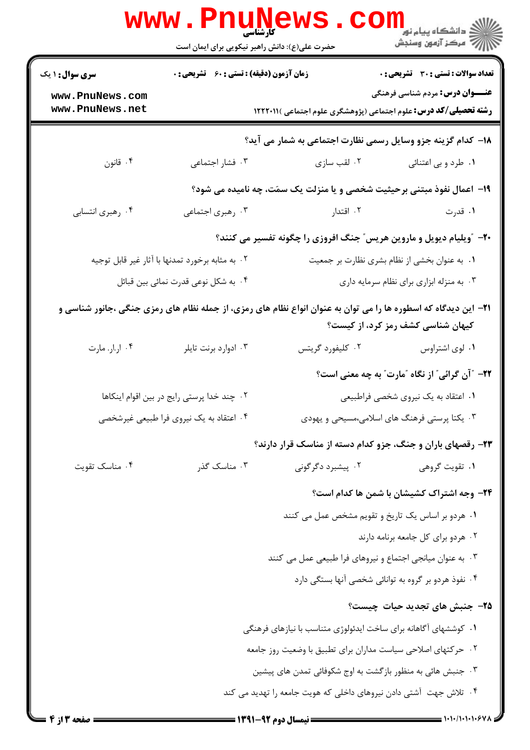۱۸- کدام گزینه جزو وسایل رسمی نظارت اجتماعی به شمار می آید؟

۱. طرد و بی اعتنائی
۲. لقب سازی
۳. فشار اجتماعی
۴. قانون

۱۹- اعمال نفوذ مبتنی برحیثیت شخصی و یا منزلت یک سمَت، چه نامیده می شود؟

۱. قدرت
۲. اقتدار
۳. رهبری اجتماعی
۴. رهبری انتسابی

۲۰- "ویلیام دیویل و ماروین هریس" جنگ افروزی را چگونه تفسیر می کنند؟

۱. به عنوان بخشی از نظام بشری نظارت بر جمعیت
۲. به مثابه برخورد تمدنها با آثار غیر قابل توجیه
۳. به منزله ابزاری برای نظام سرمایه داری
۴. به شکل نوعی قدرت نمائی بین قبائل

۲۱- این دیدگاه که اسطوره ها را می توان به عنوان انواع نظام های رمزی، از جمله نظام های رمزی جنگی ،جانور شناسی و کیهان شناسی کشف رمز کرد، از کیست؟

۱. لوی اشتراوس
۲. کلیفورد گریتس
۳. ادوارد برنت تایلر
۴. ار.ار. مارت

۲۲- "آن گرائی" از نگاه "مارت" به چه معنی است؟

۱. اعتقاد به یک نیروی شخصی فراطبیعی
۲. چند خدا پرستی رایج در بین اقوام اینکاها
۳. یکتا پرستی فرهنگ های اسلامی،مسیحی و یهودی
۴. اعتقاد به یک نیروی فرا طبیعی غیرشخصی

۲۳- رقصهای باران و جنگ، جزو کدام دسته از مناسک قرار دارند؟

۱. تقویت گروهی
۲. پیشبرد دگرگونی
۳. مناسک گذر
۴. مناسک تقویت

۲۴- وجه اشتراک کشیشان با شمن ها کدام است؟

۱. هردو بر اساس یک تاریخ و تقویم مشخص عمل می کنند
۲. هردو برای کل جامعه برنامه دارند
۳. به عنوان میانجی اجتماع و نیروهای فرا طبیعی عمل می کنند
۴. نفوذ هردو بر گروه به توانائی شخصی آنها بستگی دارد

۲۵- جنبش های تجدید حیات چیست؟

۱. کوششهای آگاهانه برای ساخت ایدئولوژی متناسب با نیازهای فرهنگی
۲. حرکتهای اصلاحی سیاست مداران برای تطبیق با وضعیت روز جامعه
۳. جنبش هائی به منظور بازگشت به اوج شکوفائی تمدن های پیشین
۴. تلاش جهت آشتی دادن نیروهای داخلی که هویت جامعه را تهدید می کند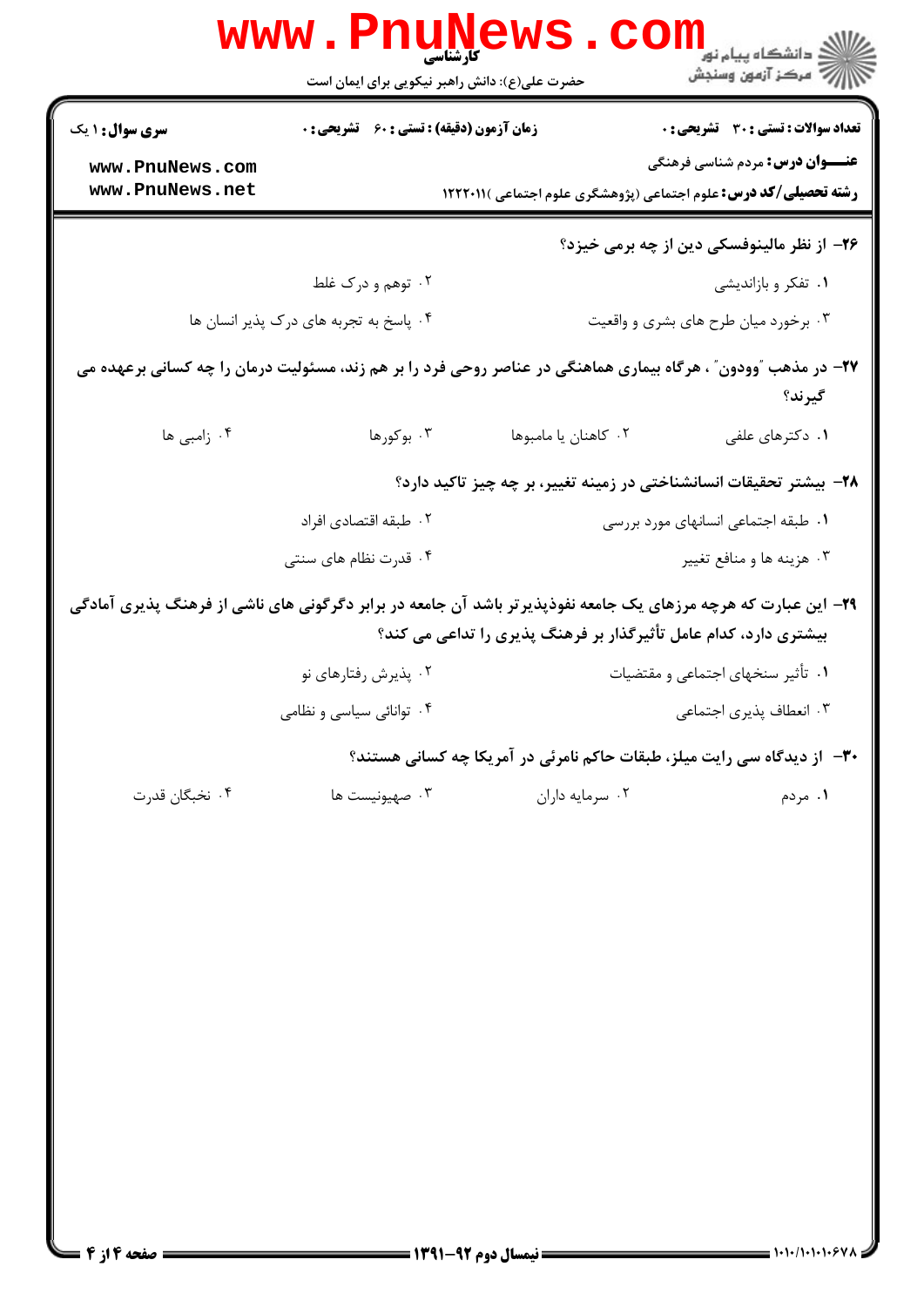۲۶- از نظر مالینوفسکی دین از چه برمی خیزد؟

۱. تفکر و بازاندیشی

۲. توهم و درک غلط

۳. برخورد میان طرح های بشری و واقعیت

۴. پاسخ به تجربه های درک پذیر انسان ها

۲۷- در مذهب "وودون" ، هرگاه بیماری هماهنگی در عناصر روحی فرد را بر هم زند، مسئولیت درمان را چه کسانی برعهده می گیرند؟

۱. دکترهای علفی

۲. کاهنان یا مامبوها

۳. بوکورها

۴. زامبی ها

۲۸- بیشتر تحقیقات انسانشناختی در زمینه تغییر، بر چه چیز تاکید دارد؟

۱. طبقه اجتماعی انسانهای مورد بررسی

۲. طبقه اقتصادی افراد

۳. هزینه ها و منافع تغییر

۴. قدرت نظام های سنتی

۲۹- این عبارت که هرچه مرزهای یک جامعه نفوذپذیرتر باشد آن جامعه در برابر دگرگونی های ناشی از فرهنگ پذیری آمادگی بیشتری دارد، کدام عامل تأثیرگذار بر فرهنگ پذیری را تداعی می کند؟

۱. تأثیر سنخهای اجتماعی و مقتضیات

۲. پذیرش رفتارهای نو

۳. انعطاف پذیری اجتماعی

۴. توانائی سیاسی و نظامی

۳۰- از دیدگاه سی رایت میلز، طبقات حاکم نامرئی در آمریکا چه کسانی هستند؟

۱. مردم

۲. سرمایه داران

۳. صهیونیست ها

۴. نخبگان قدرت